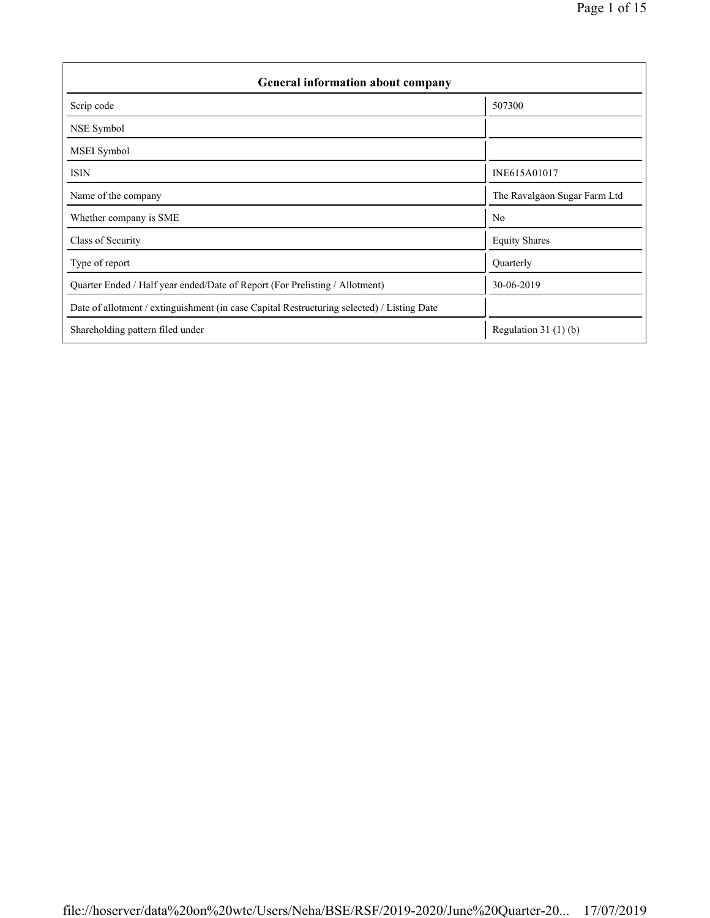| General information about company | |
|---|---|
| Scrip code | 507300 |
| NSE Symbol | |
| MSEI Symbol | |
| ISIN | INE615A01017 |
| Name of the company | The Ravalgaon Sugar Farm Ltd |
| Whether company is SME | No |
| Class of Security | Equity Shares |
| Type of report | Quarterly |
| Quarter Ended / Half year ended/Date of Report (For Prelisting / Allotment) | 30-06-2019 |
| Date of allotment / extinguishment (in case Capital Restructuring selected) / Listing Date | |
| Shareholding pattern filed under | Regulation 31 (1) (b) |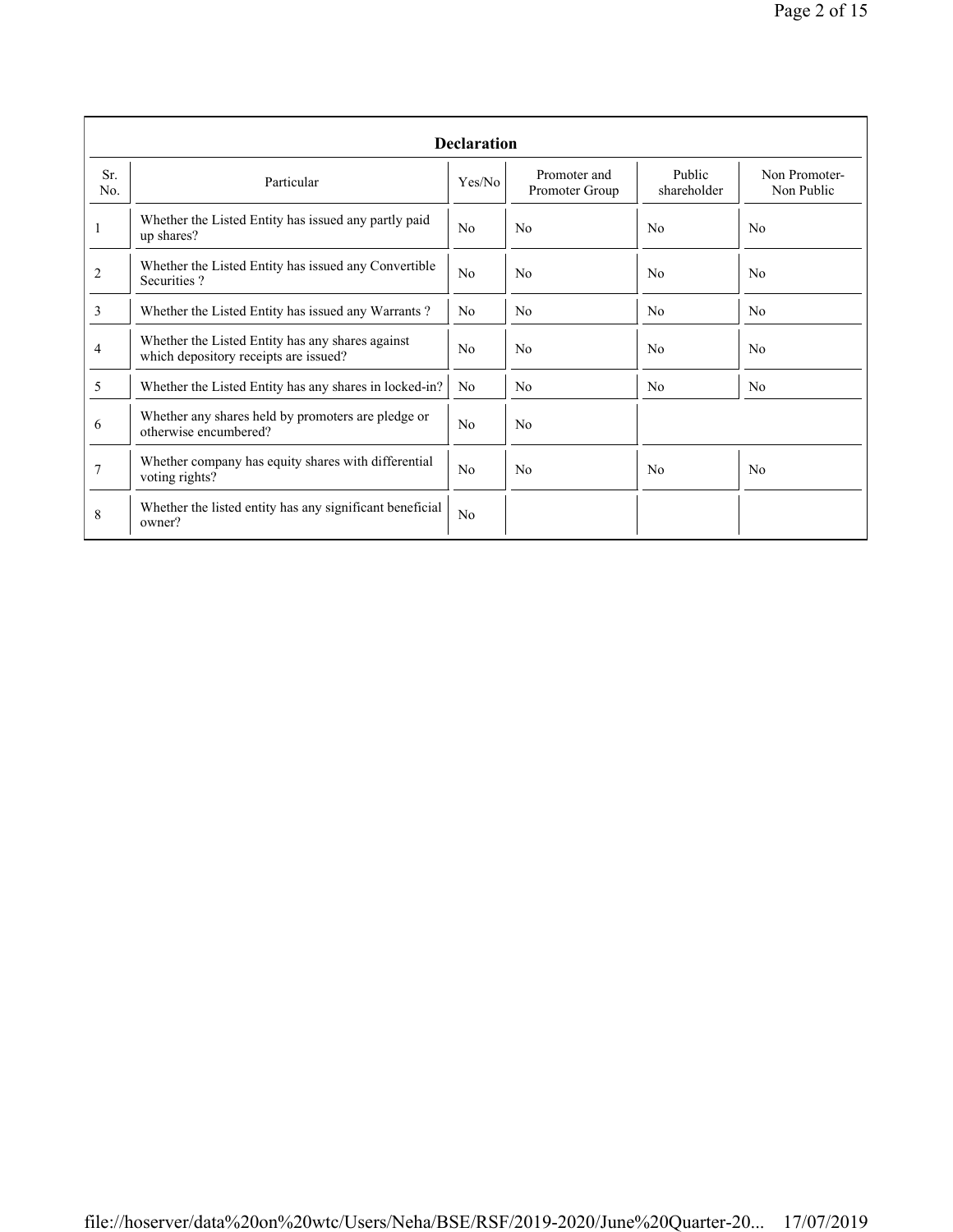| Declaration | | | | | |
|---|---|---|---|---|---|
| Sr. No. | Particular | Yes/No | Promoter and Promoter Group | Public shareholder | Non Promoter- Non Public |
| 1 | Whether the Listed Entity has issued any partly paid up shares? | No | No | No | No |
| 2 | Whether the Listed Entity has issued any Convertible Securities ? | No | No | No | No |
| 3 | Whether the Listed Entity has issued any Warrants ? | No | No | No | No |
| 4 | Whether the Listed Entity has any shares against which depository receipts are issued? | No | No | No | No |
| 5 | Whether the Listed Entity has any shares in locked-in? | No | No | No | No |
| 6 | Whether any shares held by promoters are pledge or otherwise encumbered? | No | No | | |
| 7 | Whether company has equity shares with differential voting rights? | No | No | No | No |
| 8 | Whether the listed entity has any significant beneficial owner? | No | | | |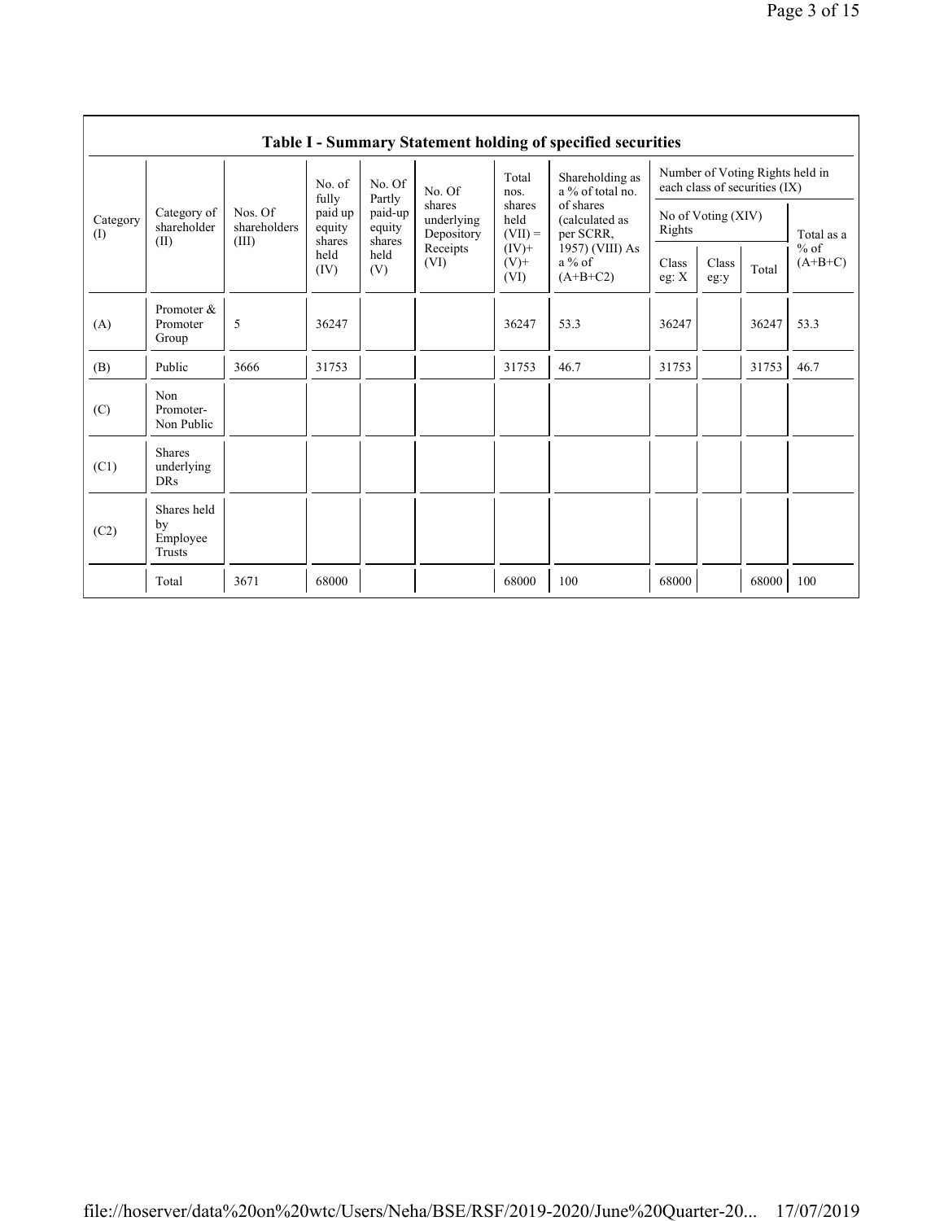## Table I - Summary Statement holding of specified securities

| Category (I) | Category of shareholder (II) | Nos. Of shareholders (III) | No. of fully paid up equity shares held (IV) | No. Of Partly paid-up equity shares held (V) | No. Of shares underlying Depository Receipts (VI) | Total nos. shares held (VII) = (IV)+ (V)+ (VI) | Shareholding as a % of total no. of shares (calculated as per SCRR, 1957) (VIII) As a % of (A+B+C2) | Number of Voting Rights held in each class of securities (IX) | | | |
|---|---|---|---|---|---|---|---|---|---|---|---|
| | | | | | | | | No of Voting (XIV) Rights | | | Total as a % of (A+B+C) |
| | | | | | | | | Class eg: X | Class eg:y | Total | |
| (A) | Promoter & Promoter Group | 5 | 36247 | | | 36247 | 53.3 | 36247 | | 36247 | 53.3 |
| (B) | Public | 3666 | 31753 | | | 31753 | 46.7 | 31753 | | 31753 | 46.7 |
| (C) | Non Promoter- Non Public | | | | | | | | | | |
| (C1) | Shares underlying DRs | | | | | | | | | | |
| (C2) | Shares held by Employee Trusts | | | | | | | | | | |
| | Total | 3671 | 68000 | | | 68000 | 100 | 68000 | | 68000 | 100 |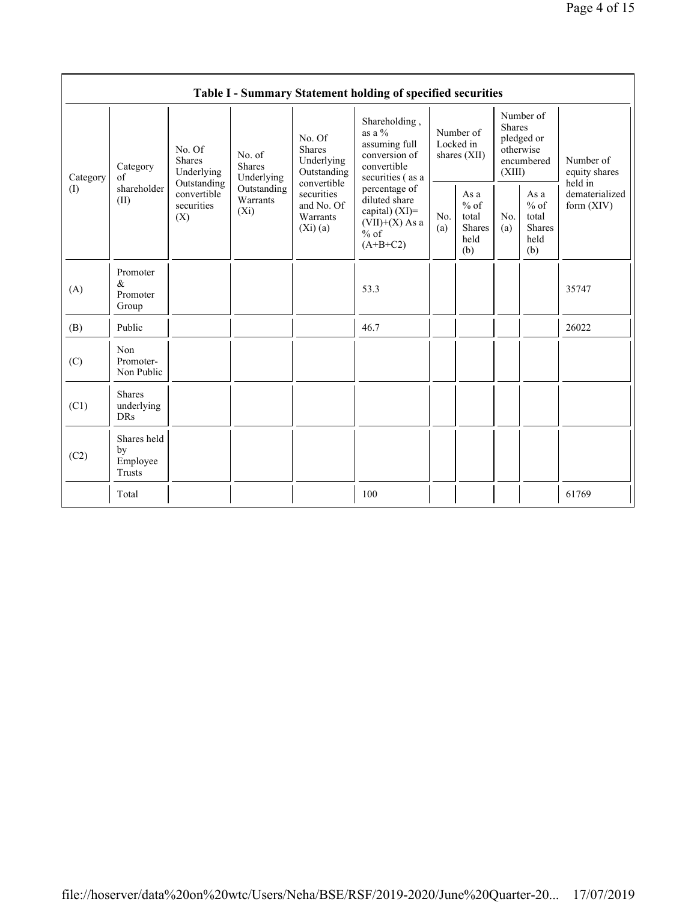| Table I - Summary Statement holding of specified securities | | | | | | | | | | | |
|---|---|---|---|---|---|---|---|---|---|---|---|
| Category (I) | Category of shareholder (II) | No. Of Shares Underlying Outstanding convertible securities (X) | No. of Shares Underlying Outstanding Warrants (Xi) | No. Of Shares Underlying Outstanding convertible securities and No. Of Warrants (Xi) (a) | Shareholding , as a % assuming full conversion of convertible securities ( as a percentage of diluted share capital) (XI)= (VII)+(X) As a % of (A+B+C2) | Number of Locked in shares (XII) | | Number of Shares pledged or otherwise encumbered (XIII) | | Number of equity shares held in dematerialized form (XIV) |
| | | | | | | No. (a) | As a % of total Shares held (b) | No. (a) | As a % of total Shares held (b) | |
| (A) | Promoter & Promoter Group | | | | 53.3 | | | | | 35747 |
| (B) | Public | | | | 46.7 | | | | | 26022 |
| (C) | Non Promoter- Non Public | | | | | | | | | |
| (C1) | Shares underlying DRs | | | | | | | | | |
| (C2) | Shares held by Employee Trusts | | | | | | | | | |
| | Total | | | | 100 | | | | | 61769 |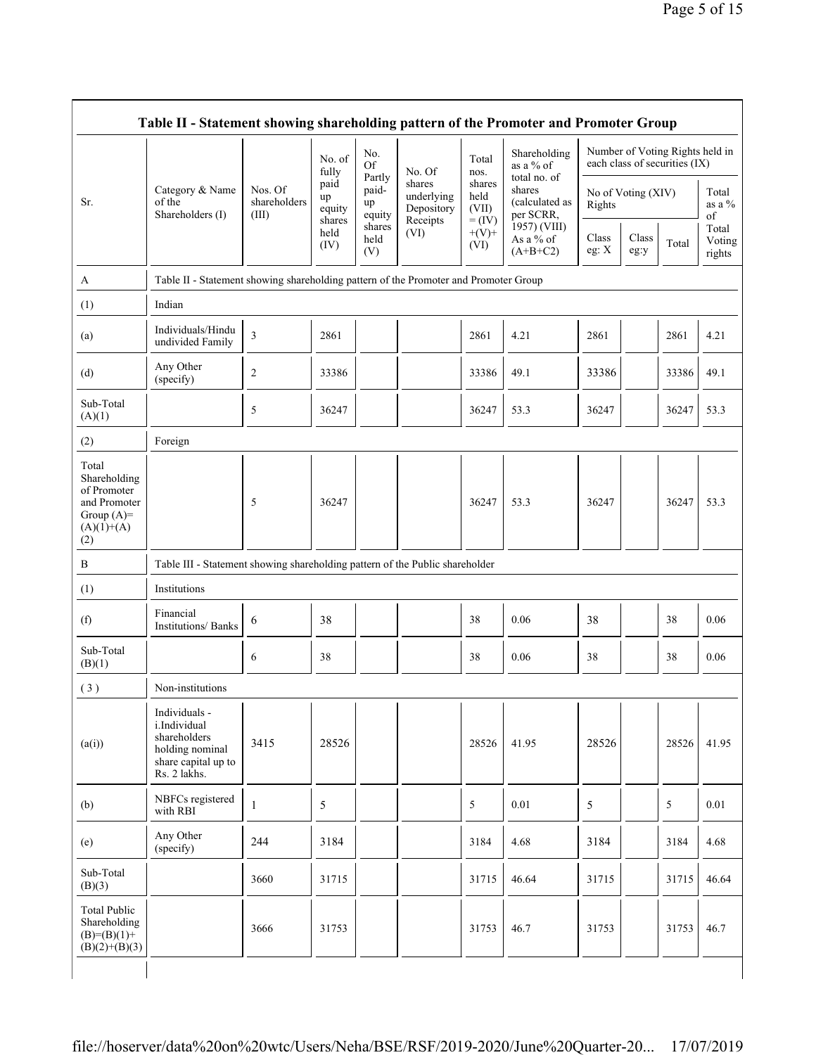## Table II - Statement showing shareholding pattern of the Promoter and Promoter Group

| Sr. | Category & Name of the Shareholders (I) | Nos. Of shareholders (III) | No. of fully paid up equity shares held (IV) | No. Of Partly paid-up equity shares held (V) | No. Of shares underlying Depository Receipts (VI) | Total nos. shares held (VII) = (IV)+(V)+ (VI) | Shareholding as a % of total no. of shares (calculated as per SCRR, 1957) (VIII) As a % of (A+B+C2) | Number of Voting Rights held in each class of securities (IX) | | | |
|---|---|---|---|---|---|---|---|---|---|---|---|
| | | | | | | | | No of Voting (XIV) Rights | | | Total as a % of Total Voting rights |
| | | | | | | | | Class eg: X | Class eg:y | Total | |
| A | Table II - Statement showing shareholding pattern of the Promoter and Promoter Group | | | | | | | | | | |
| (1) | Indian | | | | | | | | | | |
| (a) | Individuals/Hindu undivided Family | 3 | 2861 | | | 2861 | 4.21 | 2861 | | 2861 | 4.21 |
| (d) | Any Other (specify) | 2 | 33386 | | | 33386 | 49.1 | 33386 | | 33386 | 49.1 |
| Sub-Total (A)(1) | | 5 | 36247 | | | 36247 | 53.3 | 36247 | | 36247 | 53.3 |
| (2) | Foreign | | | | | | | | | | |
| Total Shareholding of Promoter and Promoter Group (A)= (A)(1)+(A)(2) | | 5 | 36247 | | | 36247 | 53.3 | 36247 | | 36247 | 53.3 |
| B | Table III - Statement showing shareholding pattern of the Public shareholder | | | | | | | | | | |
| (1) | Institutions | | | | | | | | | | |
| (f) | Financial Institutions/ Banks | 6 | 38 | | | 38 | 0.06 | 38 | | 38 | 0.06 |
| Sub-Total (B)(1) | | 6 | 38 | | | 38 | 0.06 | 38 | | 38 | 0.06 |
| ( 3 ) | Non-institutions | | | | | | | | | | |
| (a(i)) | Individuals - i.Individual shareholders holding nominal share capital up to Rs. 2 lakhs. | 3415 | 28526 | | | 28526 | 41.95 | 28526 | | 28526 | 41.95 |
| (b) | NBFCs registered with RBI | 1 | 5 | | | 5 | 0.01 | 5 | | 5 | 0.01 |
| (e) | Any Other (specify) | 244 | 3184 | | | 3184 | 4.68 | 3184 | | 3184 | 4.68 |
| Sub-Total (B)(3) | | 3660 | 31715 | | | 31715 | 46.64 | 31715 | | 31715 | 46.64 |
| Total Public Shareholding (B)=(B)(1)+ (B)(2)+(B)(3) | | 3666 | 31753 | | | 31753 | 46.7 | 31753 | | 31753 | 46.7 |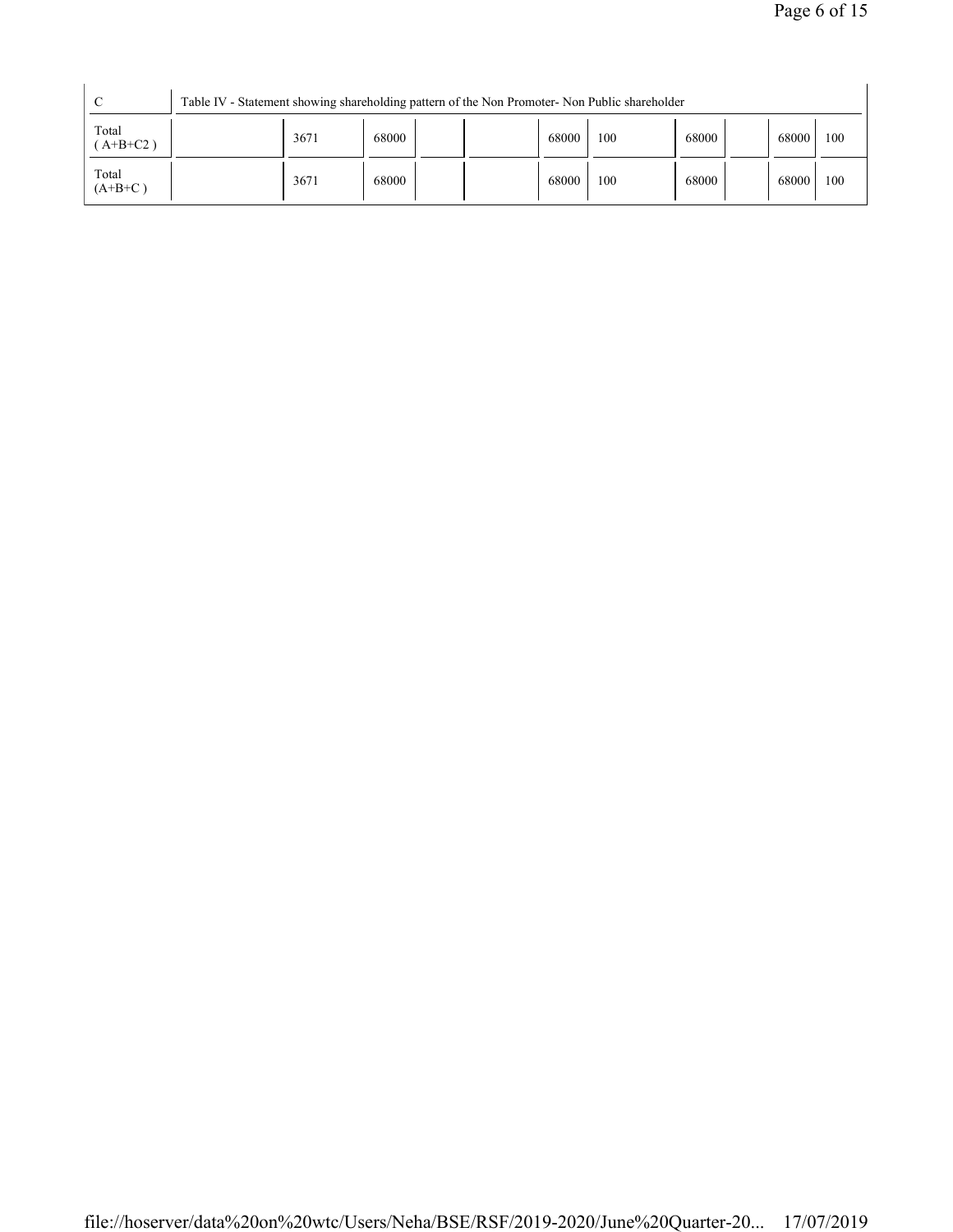| C | Table IV - Statement showing shareholding pattern of the Non Promoter- Non Public shareholder | | | | | | | | | | |
|---|---|---|---|---|---|---|---|---|---|---|---|
| Total ( A+B+C2 ) | | 3671 | 68000 | | | 68000 | 100 | 68000 | | 68000 | 100 |
| Total (A+B+C ) | | 3671 | 68000 | | | 68000 | 100 | 68000 | | 68000 | 100 |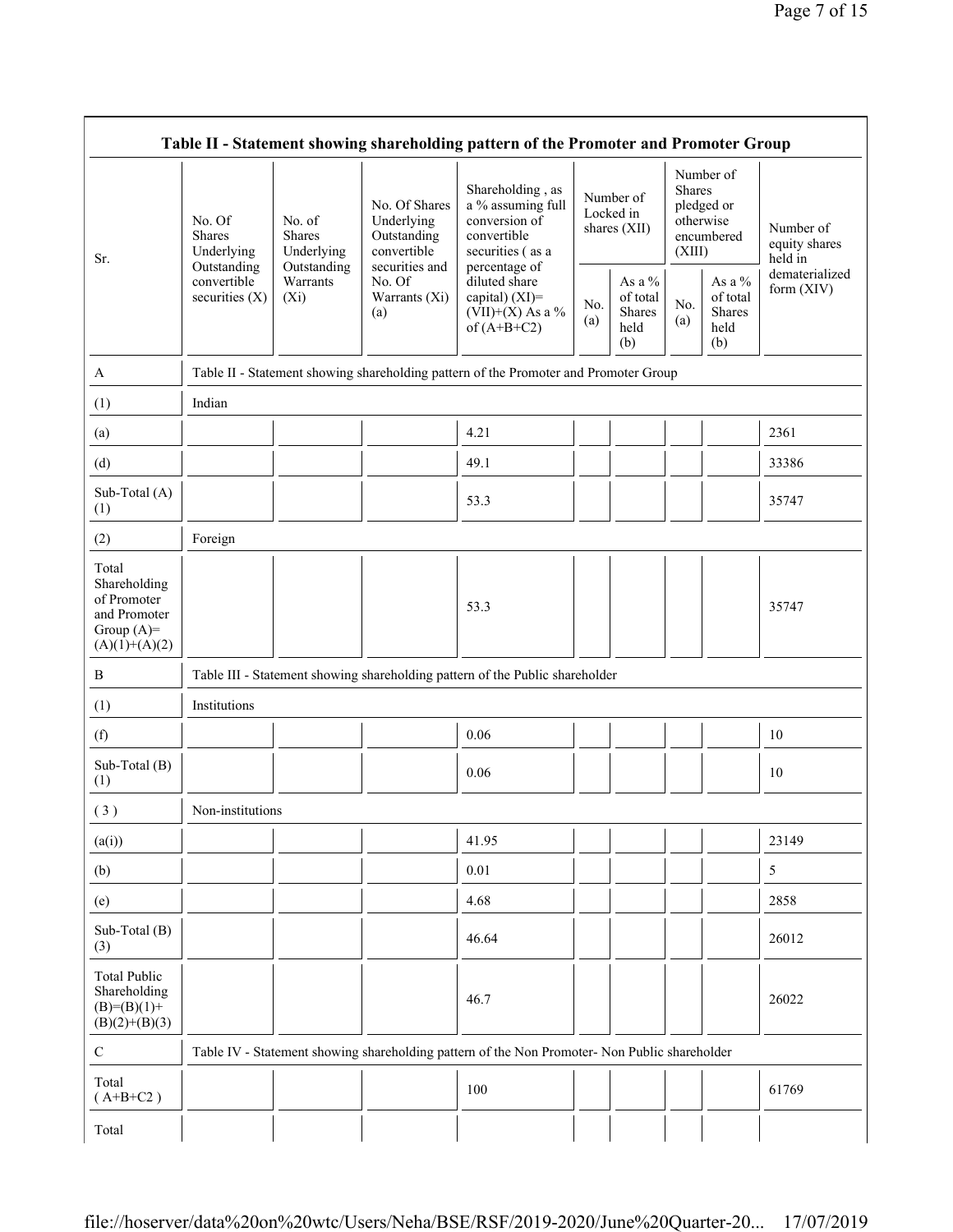| Table II - Statement showing shareholding pattern of the Promoter and Promoter Group | | | | | | | | | |
|---|---|---|---|---|---|---|---|---|---|
| Sr. | No. Of Shares Underlying Outstanding convertible securities (X) | No. of Shares Underlying Outstanding Warrants (Xi) | No. Of Shares Underlying Outstanding convertible securities and No. Of Warrants (Xi) (a) | Shareholding , as a % assuming full conversion of convertible securities ( as a percentage of diluted share capital) (XI)= (VII)+(X) As a % of (A+B+C2) | Number of Locked in shares (XII) | | Number of Shares pledged or otherwise encumbered (XIII) | | Number of equity shares held in dematerialized form (XIV) |
| | | | | | No. (a) | As a % of total Shares held (b) | No. (a) | As a % of total Shares held (b) | |
| A | Table II - Statement showing shareholding pattern of the Promoter and Promoter Group | | | | | | | | |
| (1) | Indian | | | | | | | | |
| (a) | | | | 4.21 | | | | | 2361 |
| (d) | | | | 49.1 | | | | | 33386 |
| Sub-Total (A) (1) | | | | 53.3 | | | | | 35747 |
| (2) | Foreign | | | | | | | | |
| Total Shareholding of Promoter and Promoter Group (A)= (A)(1)+(A)(2) | | | | 53.3 | | | | | 35747 |
| B | Table III - Statement showing shareholding pattern of the Public shareholder | | | | | | | | |
| (1) | Institutions | | | | | | | | |
| (f) | | | | 0.06 | | | | | 10 |
| Sub-Total (B) (1) | | | | 0.06 | | | | | 10 |
| ( 3 ) | Non-institutions | | | | | | | | |
| (a(i)) | | | | 41.95 | | | | | 23149 |
| (b) | | | | 0.01 | | | | | 5 |
| (e) | | | | 4.68 | | | | | 2858 |
| Sub-Total (B) (3) | | | | 46.64 | | | | | 26012 |
| Total Public Shareholding (B)=(B)(1)+(B)(2)+(B)(3) | | | | 46.7 | | | | | 26022 |
| C | Table IV - Statement showing shareholding pattern of the Non Promoter- Non Public shareholder | | | | | | | | |
| Total ( A+B+C2 ) | | | | 100 | | | | | 61769 |
| Total | | | | | | | | | |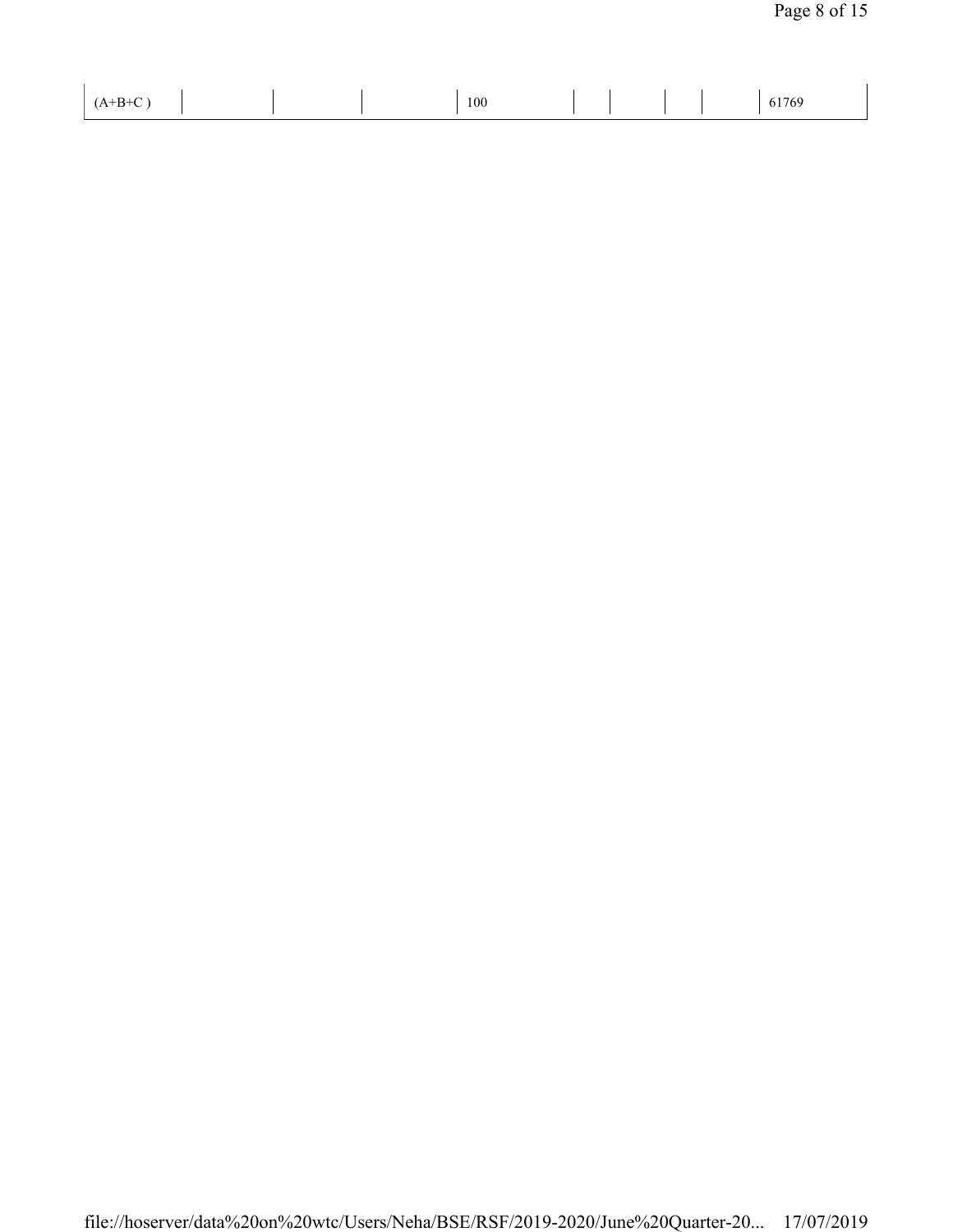| | | | | | | | | | |
|---|---|---|---|---|---|---|---|---|---|
| (A+B+C ) | | | | 100 | | | | | 61769 |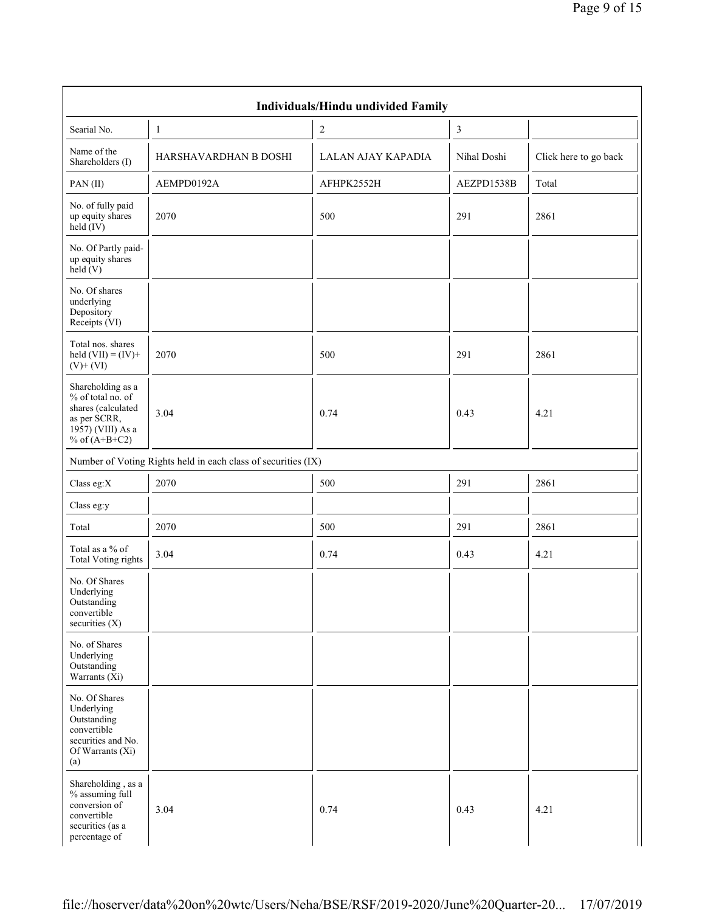| Individuals/Hindu undivided Family | | | | |
|---|---|---|---|---|
| Searial No. | 1 | 2 | 3 | |
| Name of the Shareholders (I) | HARSHAVARDHAN B DOSHI | LALAN AJAY KAPADIA | Nihal Doshi | Click here to go back |
| PAN (II) | AEMPD0192A | AFHPK2552H | AEZPD1538B | Total |
| No. of fully paid up equity shares held (IV) | 2070 | 500 | 291 | 2861 |
| No. Of Partly paid-up equity shares held (V) | | | | |
| No. Of shares underlying Depository Receipts (VI) | | | | |
| Total nos. shares held (VII) = (IV)+(V)+ (VI) | 2070 | 500 | 291 | 2861 |
| Shareholding as a % of total no. of shares (calculated as per SCRR, 1957) (VIII) As a % of (A+B+C2) | 3.04 | 0.74 | 0.43 | 4.21 |
| Number of Voting Rights held in each class of securities (IX) | | | | |
| Class eg:X | 2070 | 500 | 291 | 2861 |
| Class eg:y | | | | |
| Total | 2070 | 500 | 291 | 2861 |
| Total as a % of Total Voting rights | 3.04 | 0.74 | 0.43 | 4.21 |
| No. Of Shares Underlying Outstanding convertible securities (X) | | | | |
| No. of Shares Underlying Outstanding Warrants (Xi) | | | | |
| No. Of Shares Underlying Outstanding convertible securities and No. Of Warrants (Xi) (a) | | | | |
| Shareholding , as a % assuming full conversion of convertible securities (as a percentage of | 3.04 | 0.74 | 0.43 | 4.21 |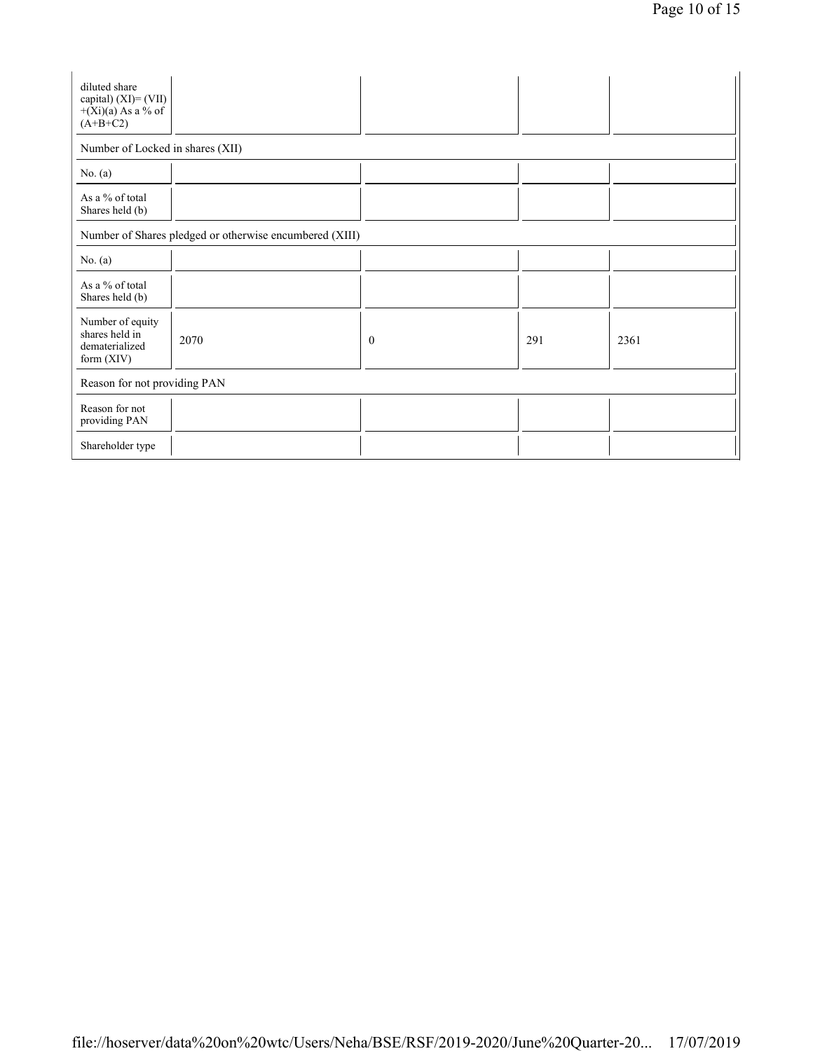| | | | | |
|---|---|---|---|---|
| diluted share capital) (XI)= (VII)+(Xi)(a) As a % of (A+B+C2) | | | | |
| Number of Locked in shares (XII) | | | | |
| No. (a) | | | | |
| As a % of total Shares held (b) | | | | |
| Number of Shares pledged or otherwise encumbered (XIII) | | | | |
| No. (a) | | | | |
| As a % of total Shares held (b) | | | | |
| Number of equity shares held in dematerialized form (XIV) | 2070 | 0 | 291 | 2361 |
| Reason for not providing PAN | | | | |
| Reason for not providing PAN | | | | |
| Shareholder type | | | | |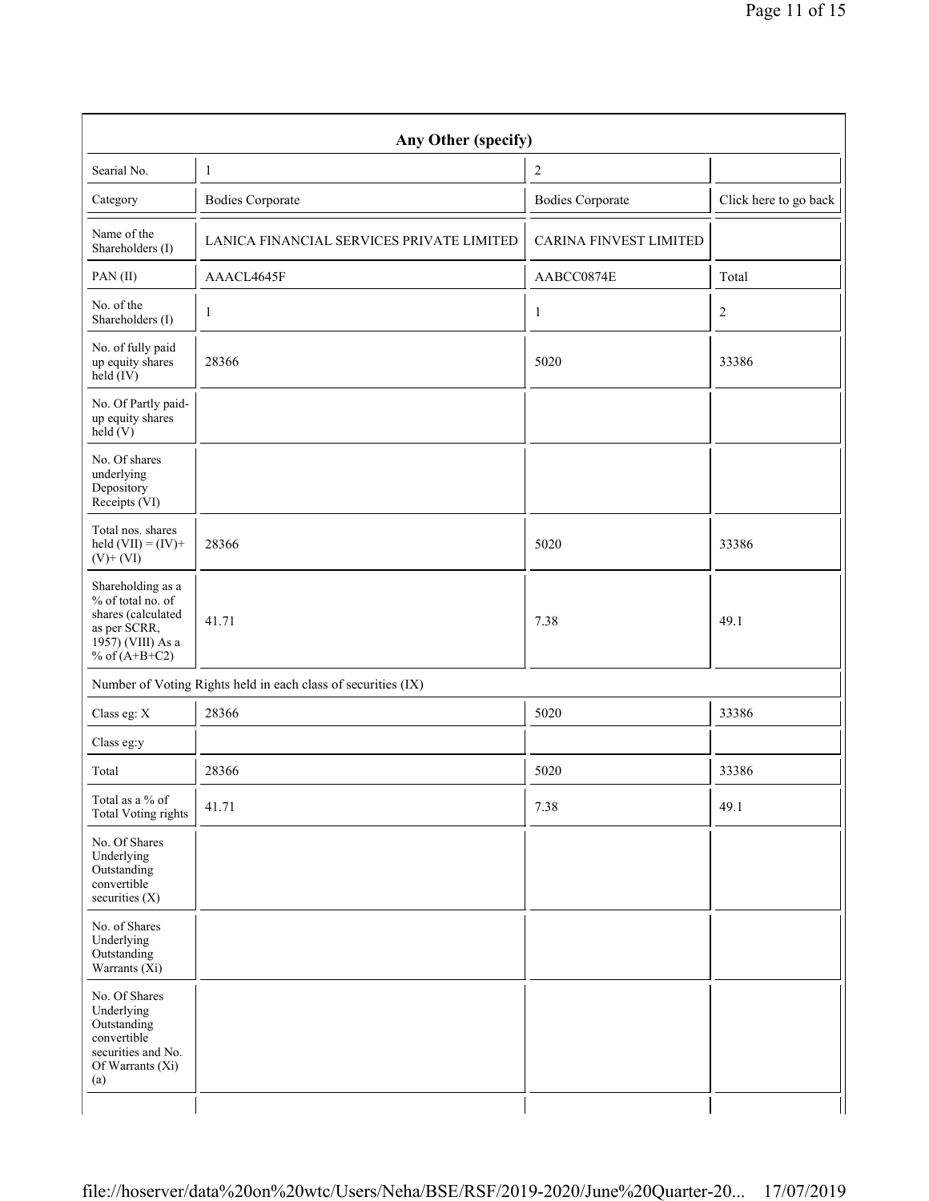| Any Other (specify) | | | |
|---|---|---|---|
| Searial No. | 1 | 2 | |
| Category | Bodies Corporate | Bodies Corporate | Click here to go back |
| Name of the Shareholders (I) | LANICA FINANCIAL SERVICES PRIVATE LIMITED | CARINA FINVEST LIMITED | |
| PAN (II) | AAACL4645F | AABCC0874E | Total |
| No. of the Shareholders (I) | 1 | 1 | 2 |
| No. of fully paid up equity shares held (IV) | 28366 | 5020 | 33386 |
| No. Of Partly paid-up equity shares held (V) | | | |
| No. Of shares underlying Depository Receipts (VI) | | | |
| Total nos. shares held (VII) = (IV)+ (V)+ (VI) | 28366 | 5020 | 33386 |
| Shareholding as a % of total no. of shares (calculated as per SCRR, 1957) (VIII) As a % of (A+B+C2) | 41.71 | 7.38 | 49.1 |
| Number of Voting Rights held in each class of securities (IX) | | | |
| Class eg: X | 28366 | 5020 | 33386 |
| Class eg:y | | | |
| Total | 28366 | 5020 | 33386 |
| Total as a % of Total Voting rights | 41.71 | 7.38 | 49.1 |
| No. Of Shares Underlying Outstanding convertible securities (X) | | | |
| No. of Shares Underlying Outstanding Warrants (Xi) | | | |
| No. Of Shares Underlying Outstanding convertible securities and No. Of Warrants (Xi) (a) | | | |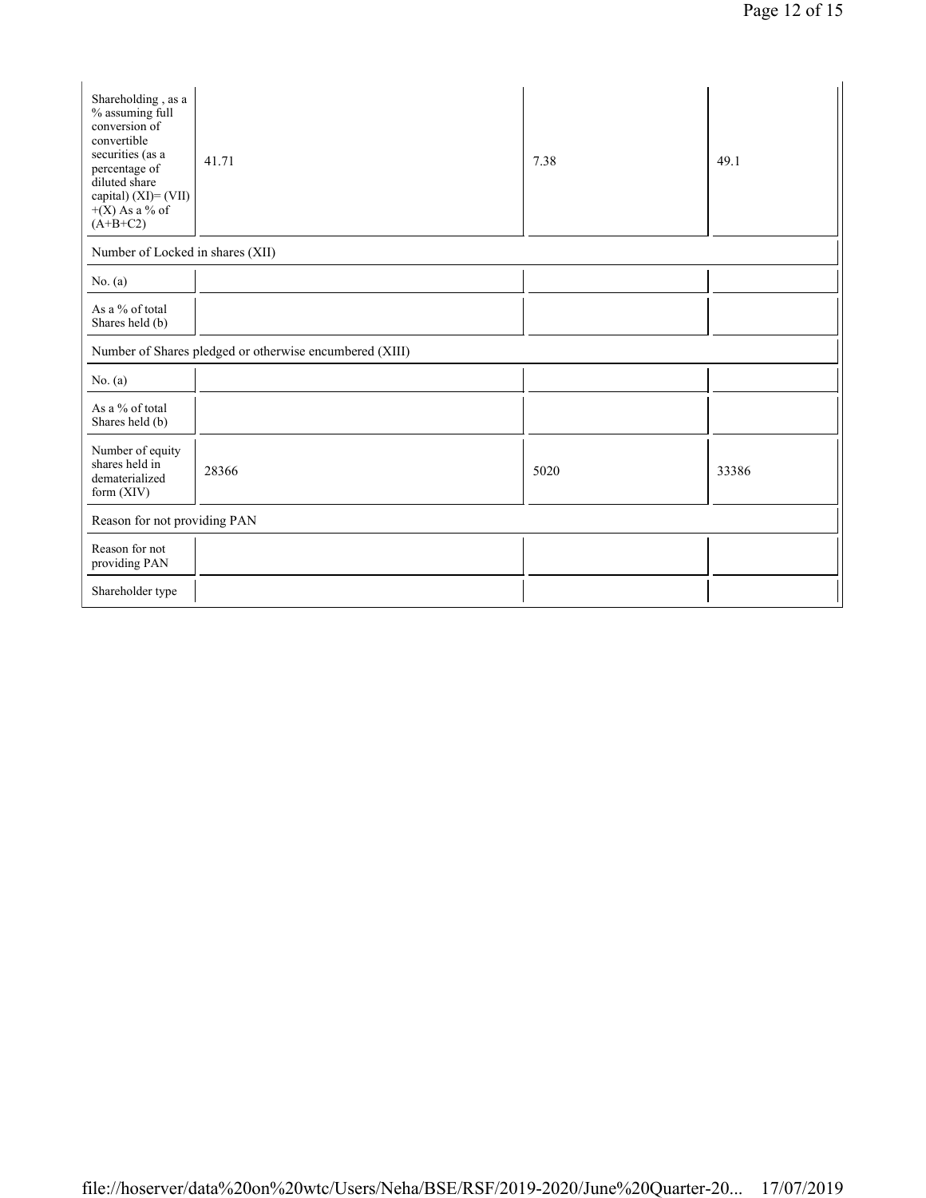| Shareholding , as a % assuming full conversion of convertible securities (as a percentage of diluted share capital) (XI)= (VII)+(X) As a % of (A+B+C2) | 41.71 | 7.38 | 49.1 |
|---|---|---|---|
| Number of Locked in shares (XII) | | | |
| No. (a) | | | |
| As a % of total Shares held (b) | | | |
| Number of Shares pledged or otherwise encumbered (XIII) | | | |
| No. (a) | | | |
| As a % of total Shares held (b) | | | |
| Number of equity shares held in dematerialized form (XIV) | 28366 | 5020 | 33386 |
| Reason for not providing PAN | | | |
| Reason for not providing PAN | | | |
| Shareholder type | | | |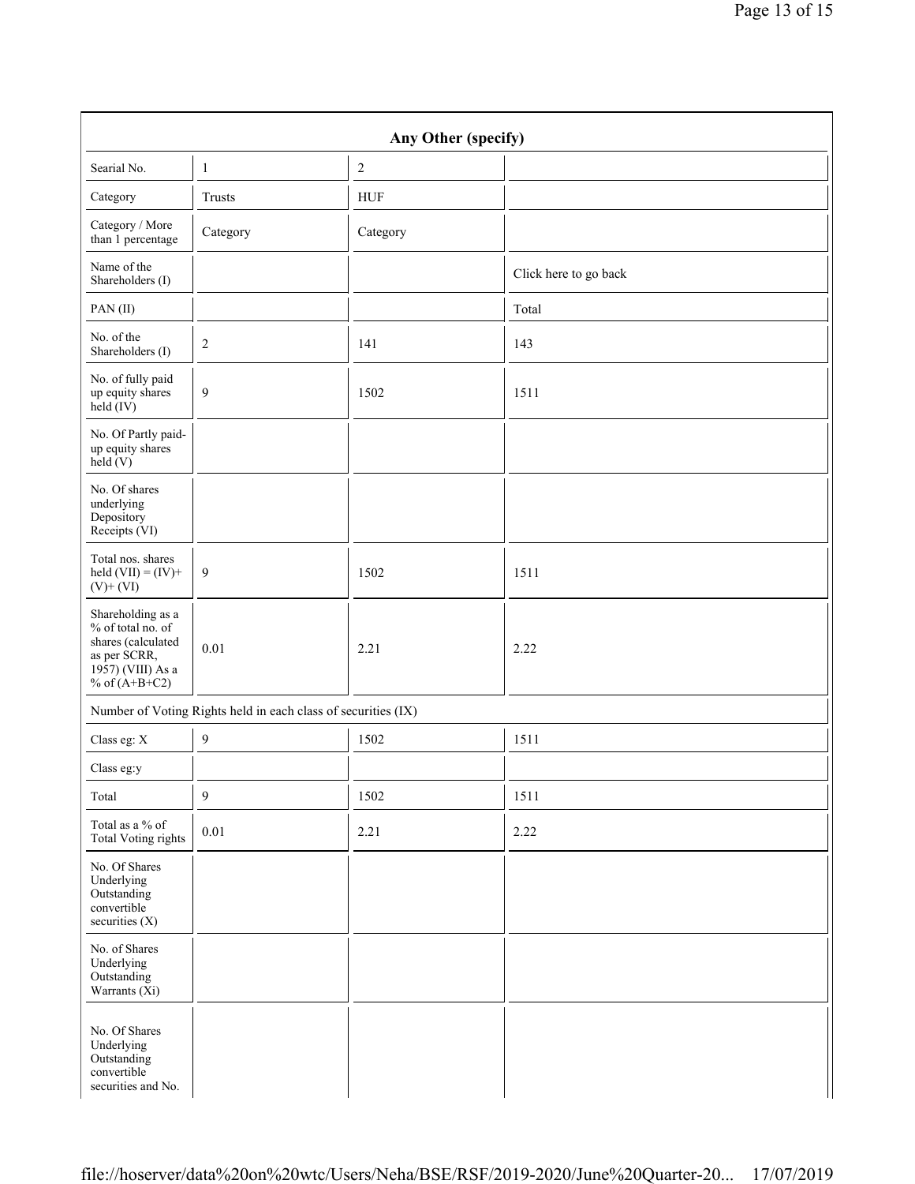| Any Other (specify) | | | |
|---|---|---|---|
| Searial No. | 1 | 2 | |
| Category | Trusts | HUF | |
| Category / More than 1 percentage | Category | Category | |
| Name of the Shareholders (I) | | | Click here to go back |
| PAN (II) | | | Total |
| No. of the Shareholders (I) | 2 | 141 | 143 |
| No. of fully paid up equity shares held (IV) | 9 | 1502 | 1511 |
| No. Of Partly paid-up equity shares held (V) | | | |
| No. Of shares underlying Depository Receipts (VI) | | | |
| Total nos. shares held (VII) = (IV)+ (V)+ (VI) | 9 | 1502 | 1511 |
| Shareholding as a % of total no. of shares (calculated as per SCRR, 1957) (VIII) As a % of (A+B+C2) | 0.01 | 2.21 | 2.22 |
| Number of Voting Rights held in each class of securities (IX) | | | |
| Class eg: X | 9 | 1502 | 1511 |
| Class eg:y | | | |
| Total | 9 | 1502 | 1511 |
| Total as a % of Total Voting rights | 0.01 | 2.21 | 2.22 |
| No. Of Shares Underlying Outstanding convertible securities (X) | | | |
| No. of Shares Underlying Outstanding Warrants (Xi) | | | |
| No. Of Shares Underlying Outstanding convertible securities and No. | | | |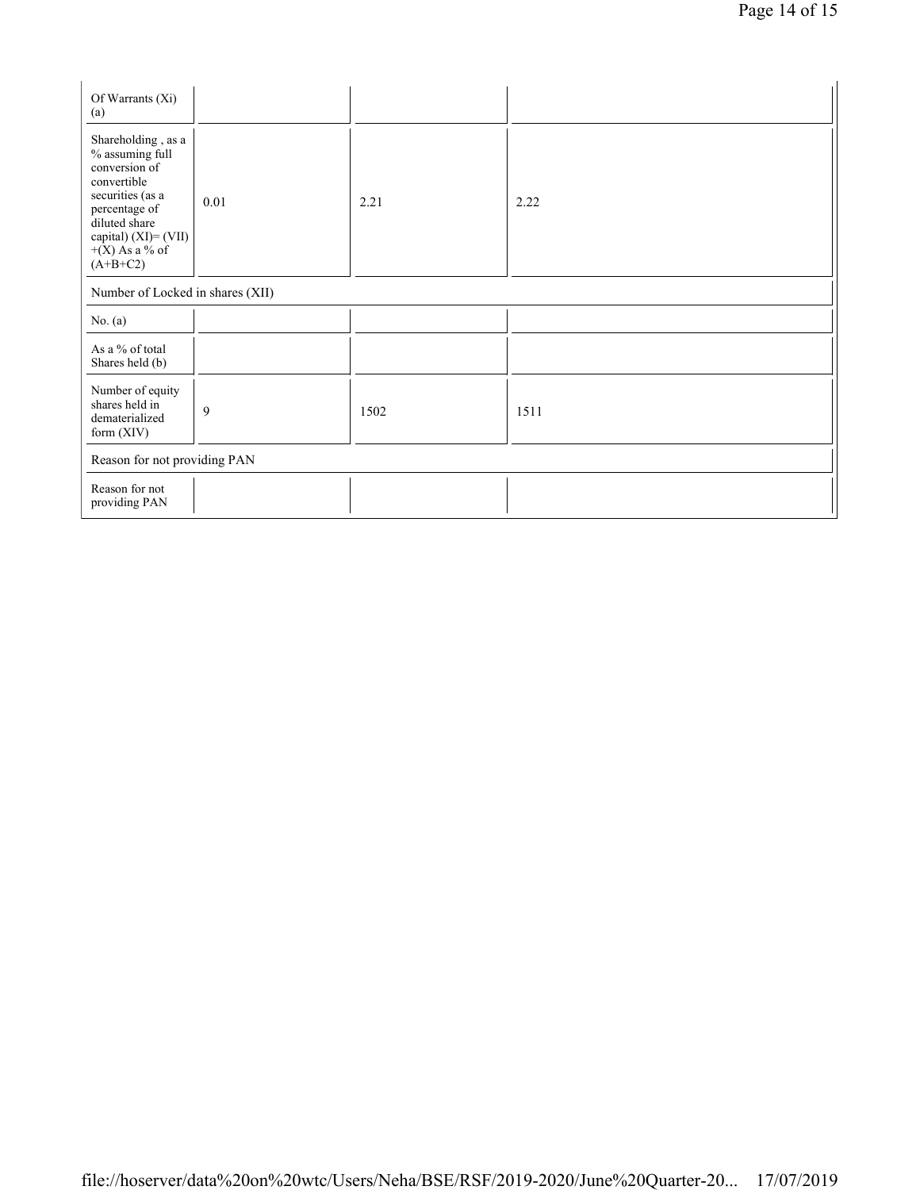| Of Warrants (Xi) (a) | | | |
|---|---|---|---|
| Shareholding , as a % assuming full conversion of convertible securities (as a percentage of diluted share capital) (XI)= (VII) +(X) As a % of (A+B+C2) | 0.01 | 2.21 | 2.22 |
| Number of Locked in shares (XII) | | | |
| No. (a) | | | |
| As a % of total Shares held (b) | | | |
| Number of equity shares held in dematerialized form (XIV) | 9 | 1502 | 1511 |
| Reason for not providing PAN | | | |
| Reason for not providing PAN | | | |

file://hoserver/data%20on%20wtc/Users/Neha/BSE/RSF/2019-2020/June%20Quarter-20... 17/07/2019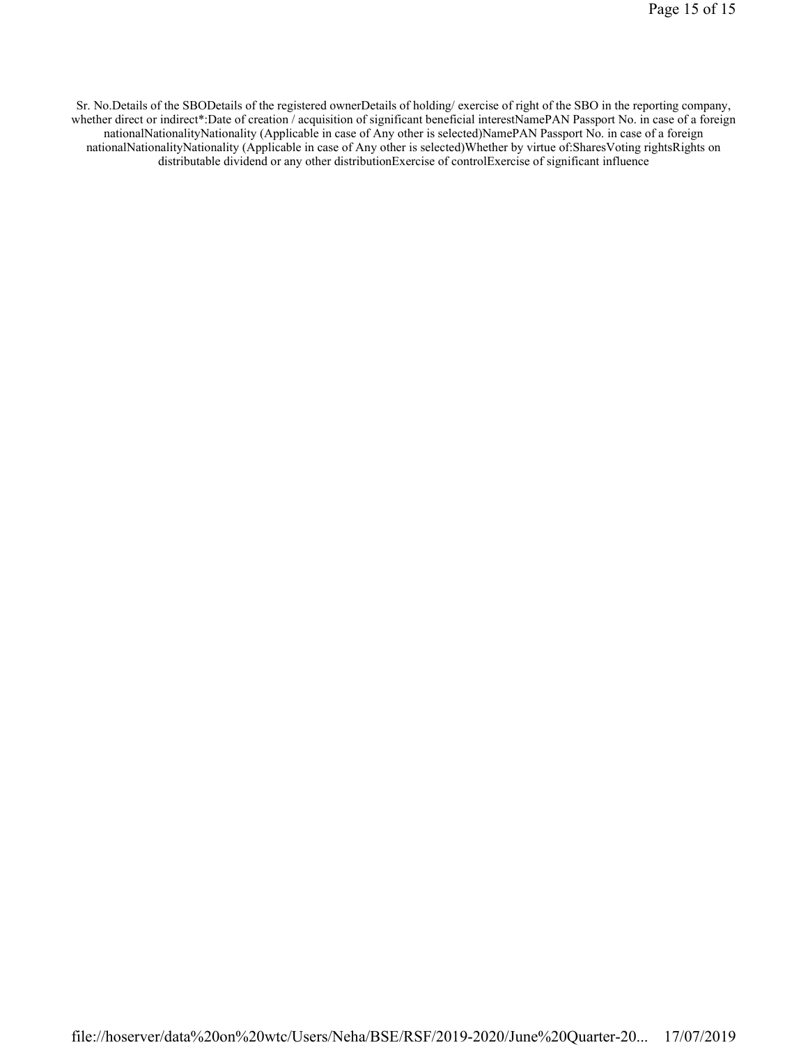Sr. No.Details of the SBODetails of the registered ownerDetails of holding/ exercise of right of the SBO in the reporting company, whether direct or indirect*:Date of creation / acquisition of significant beneficial interestNamePAN Passport No. in case of a foreign nationalNationalityNationality (Applicable in case of Any other is selected)NamePAN Passport No. in case of a foreign nationalNationalityNationality (Applicable in case of Any other is selected)Whether by virtue of:SharesVoting rightsRights on distributable dividend or any other distributionExercise of controlExercise of significant influence